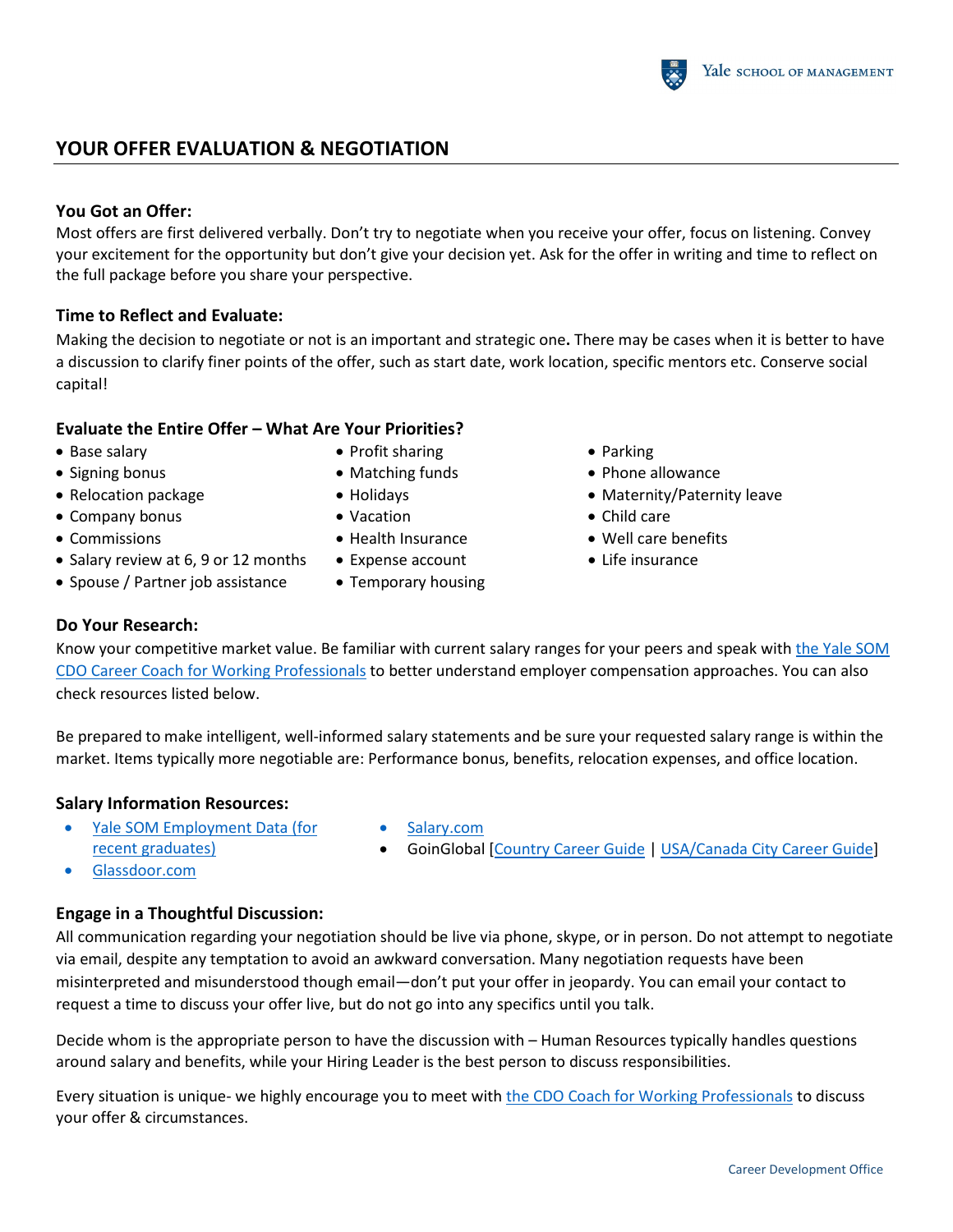# YOUR OFFER EVALUATION & NEGOTIATION

## You Got an Offer:

Most offers are first delivered verbally. Don't try to negotiate when you receive your offer, focus on listening. Convey your excitement for the opportunity but don't give your decision yet. Ask for the offer in writing and time to reflect on the full package before you share your perspective.

## Time to Reflect and Evaluate:

Making the decision to negotiate or not is an important and strategic one**.** There may be cases when it is better to have a discussion to clarify finer points of the offer, such as start date, work location, specific mentors etc. Conserve social capital!

## Evaluate the Entire Offer – What Are Your Priorities?

- Base salary
- Signing bonus
- Relocation package
- Company bonus
- Commissions
- Salary review at 6, 9 or 12 months
- Spouse / Partner job assistance
- Profit sharing
- Matching funds
- Holidays
- Vacation
- Health Insurance
- Expense account
- Temporary housing
- Parking
- Phone allowance
- Maternity/Paternity leave
- Child care
- Well care benefits
- Life insurance

## Do Your Research:

Know your competitive market value. Be familiar with current salary ranges for your peers and speak with the Yale SOM CDO Career Coach for Working Professionals to better understand employer compensation approaches. You can also check resources listed below.

Be prepared to make intelligent, well-informed salary statements and be sure your requested salary range is within the market. Items typically more negotiable are: Performance bonus, benefits, relocation expenses, and office location.

## Salary Information Resources:

- Yale SOM Employment Data (for recent graduates)
- Glassdoor.com
- Salary.com
- GoinGlobal [Country Career Guide | USA/Canada City Career Guide]

## Engage in a Thoughtful Discussion:

All communication regarding your negotiation should be live via phone, skype, or in person. Do not attempt to negotiate via email, despite any temptation to avoid an awkward conversation. Many negotiation requests have been misinterpreted and misunderstood though email—don't put your offer in jeopardy. You can email your contact to request a time to discuss your offer live, but do not go into any specifics until you talk.

Decide whom is the appropriate person to have the discussion with – Human Resources typically handles questions around salary and benefits, while your Hiring Leader is the best person to discuss responsibilities.

Every situation is unique- we highly encourage you to meet with the CDO Coach for Working Professionals to discuss your offer & circumstances.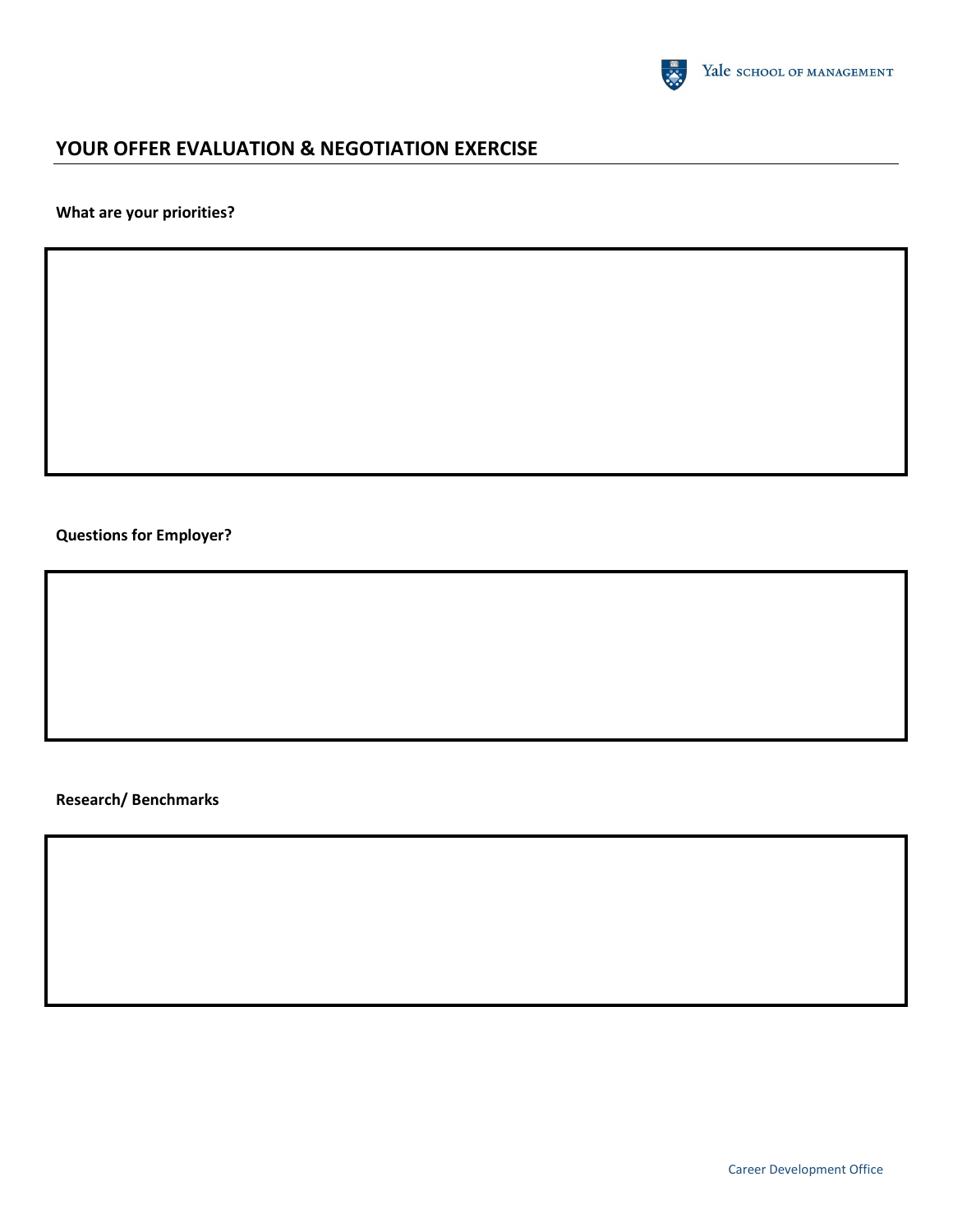## YOUR OFFER EVALUATION & NEGOTIATION EXERCISE

**What are your priorities?**

**Questions for Employer?**

**Research/ Benchmarks**